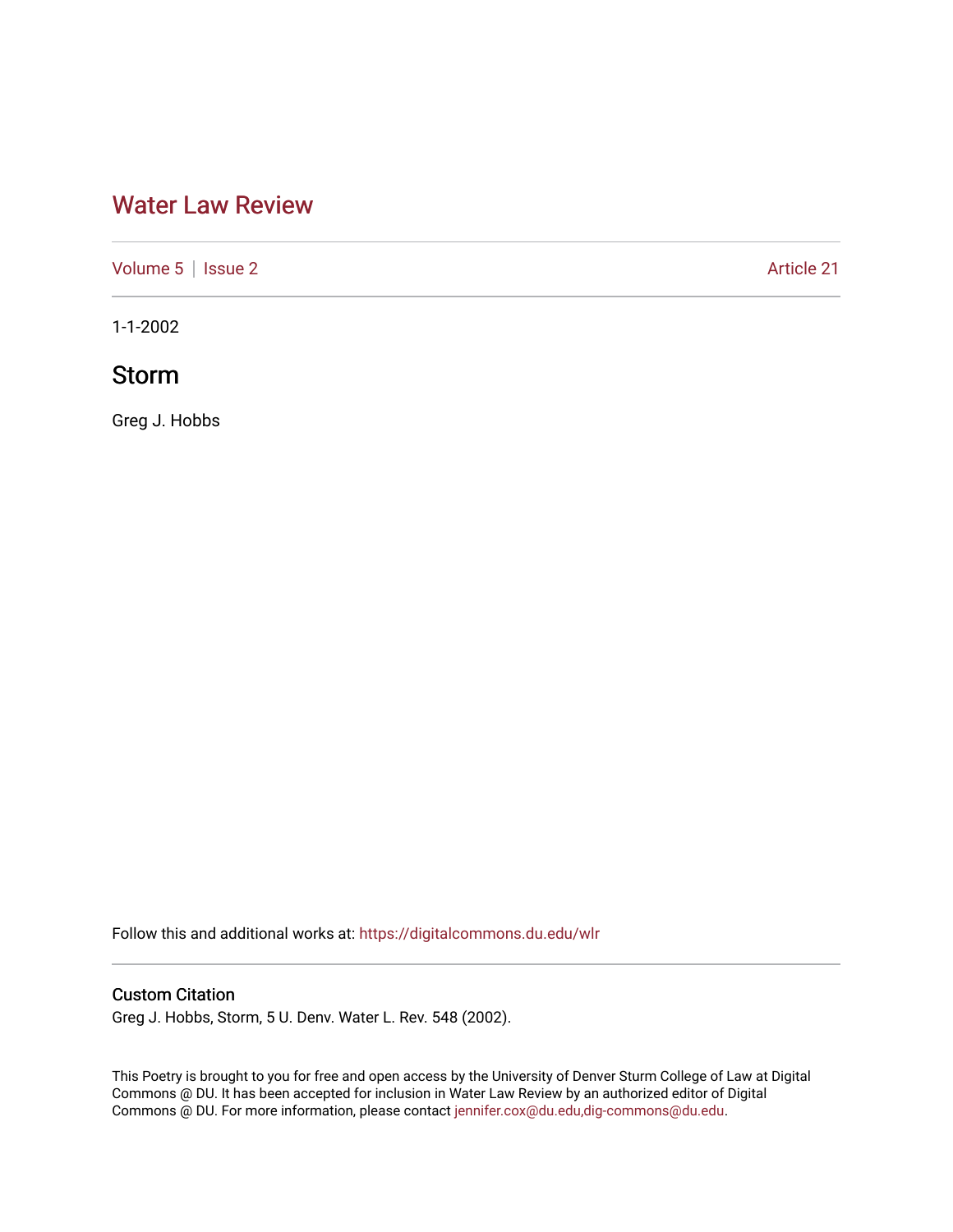# Water Law Review

Volume 5 | Issue 2 Article 21

1-1-2002

## Storm

Greg J. Hobbs

Follow this and additional works at: https://digitalcommons.du.edu/wlr

### Custom Citation

Greg J. Hobbs, Storm, 5 U. Denv. Water L. Rev. 548 (2002).

This Poetry is brought to you for free and open access by the University of Denver Sturm College of Law at Digital Commons @ DU. It has been accepted for inclusion in Water Law Review by an authorized editor of Digital Commons @ DU. For more information, please contact jennifer.cox@du.edu,dig-commons@du.edu.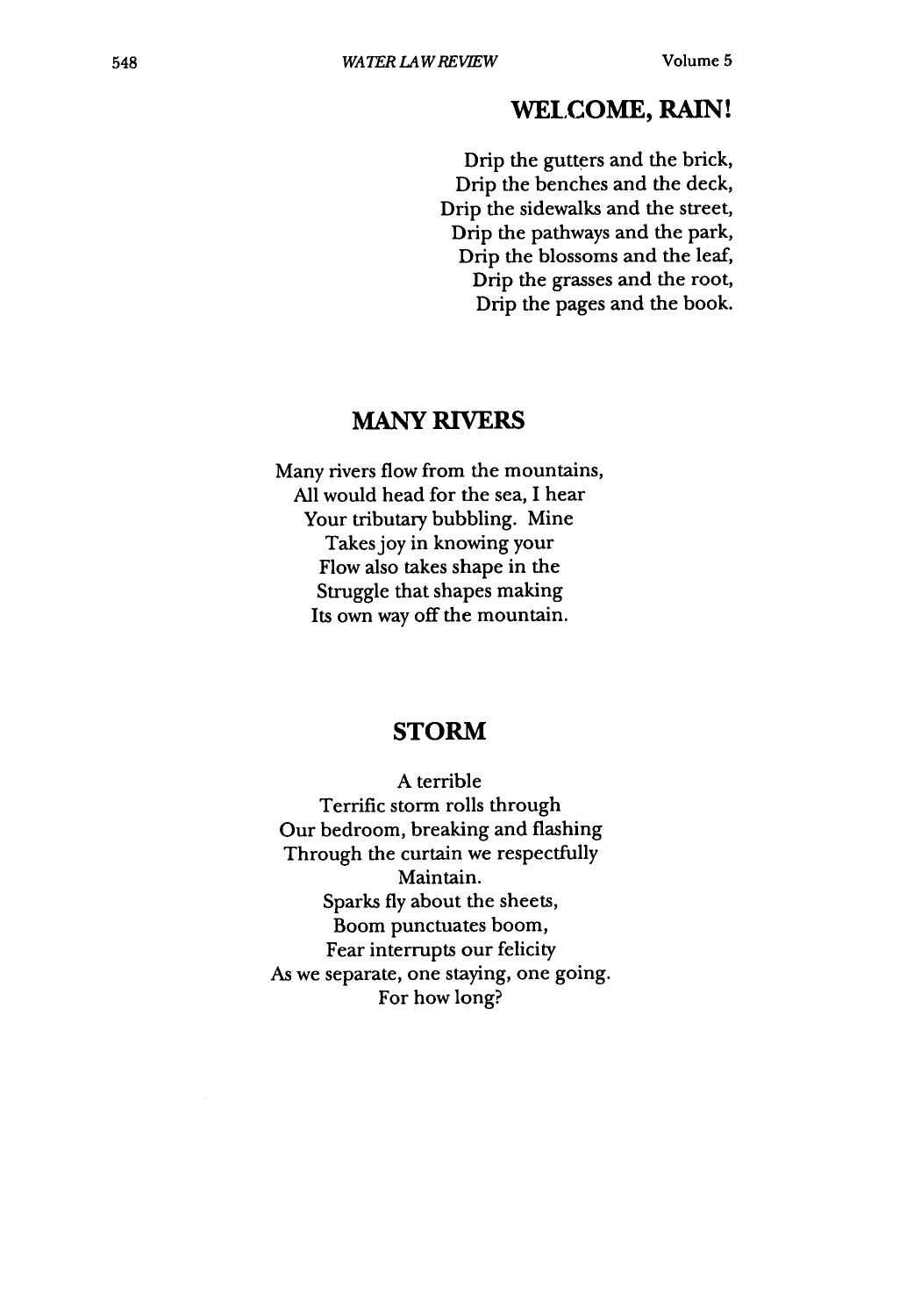## WELCOME, RAIN!

Drip the gutters and the brick,
Drip the benches and the deck,
Drip the sidewalks and the street,
Drip the pathways and the park,
Drip the blossoms and the leaf,
Drip the grasses and the root,
Drip the pages and the book.

## MANY RIVERS

Many rivers flow from the mountains,
All would head for the sea, I hear
Your tributary bubbling. Mine
Takes joy in knowing your
Flow also takes shape in the
Struggle that shapes making
Its own way off the mountain.

## STORM

A terrible
Terrific storm rolls through
Our bedroom, breaking and flashing
Through the curtain we respectfully
Maintain.
Sparks fly about the sheets,
Boom punctuates boom,
Fear interrupts our felicity
As we separate, one staying, one going.
For how long?